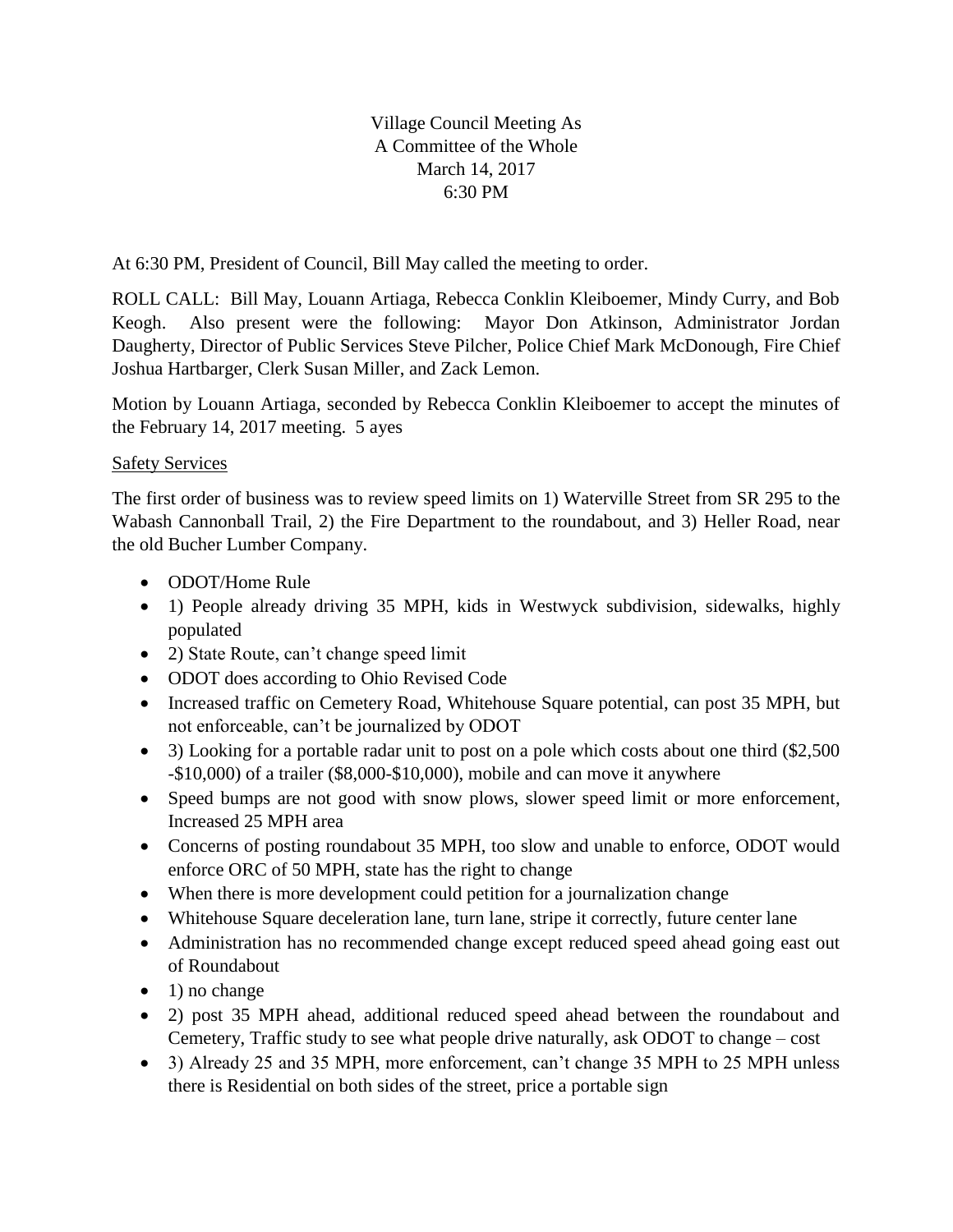# Village Council Meeting As
# A Committee of the Whole
# March 14, 2017
# 6:30 PM

At 6:30 PM, President of Council, Bill May called the meeting to order.

ROLL CALL: Bill May, Louann Artiaga, Rebecca Conklin Kleiboemer, Mindy Curry, and Bob Keogh. Also present were the following: Mayor Don Atkinson, Administrator Jordan Daugherty, Director of Public Services Steve Pilcher, Police Chief Mark McDonough, Fire Chief Joshua Hartbarger, Clerk Susan Miller, and Zack Lemon.

Motion by Louann Artiaga, seconded by Rebecca Conklin Kleiboemer to accept the minutes of the February 14, 2017 meeting. 5 ayes

<u>Safety Services</u>

The first order of business was to review speed limits on 1) Waterville Street from SR 295 to the Wabash Cannonball Trail, 2) the Fire Department to the roundabout, and 3) Heller Road, near the old Bucher Lumber Company.

- ODOT/Home Rule
- 1) People already driving 35 MPH, kids in Westwyck subdivision, sidewalks, highly populated
- 2) State Route, can't change speed limit
- ODOT does according to Ohio Revised Code
- Increased traffic on Cemetery Road, Whitehouse Square potential, can post 35 MPH, but not enforceable, can't be journalized by ODOT
- 3) Looking for a portable radar unit to post on a pole which costs about one third ($2,500 -$10,000) of a trailer ($8,000-$10,000), mobile and can move it anywhere
- Speed bumps are not good with snow plows, slower speed limit or more enforcement, Increased 25 MPH area
- Concerns of posting roundabout 35 MPH, too slow and unable to enforce, ODOT would enforce ORC of 50 MPH, state has the right to change
- When there is more development could petition for a journalization change
- Whitehouse Square deceleration lane, turn lane, stripe it correctly, future center lane
- Administration has no recommended change except reduced speed ahead going east out of Roundabout
- 1) no change
- 2) post 35 MPH ahead, additional reduced speed ahead between the roundabout and Cemetery, Traffic study to see what people drive naturally, ask ODOT to change – cost
- 3) Already 25 and 35 MPH, more enforcement, can't change 35 MPH to 25 MPH unless there is Residential on both sides of the street, price a portable sign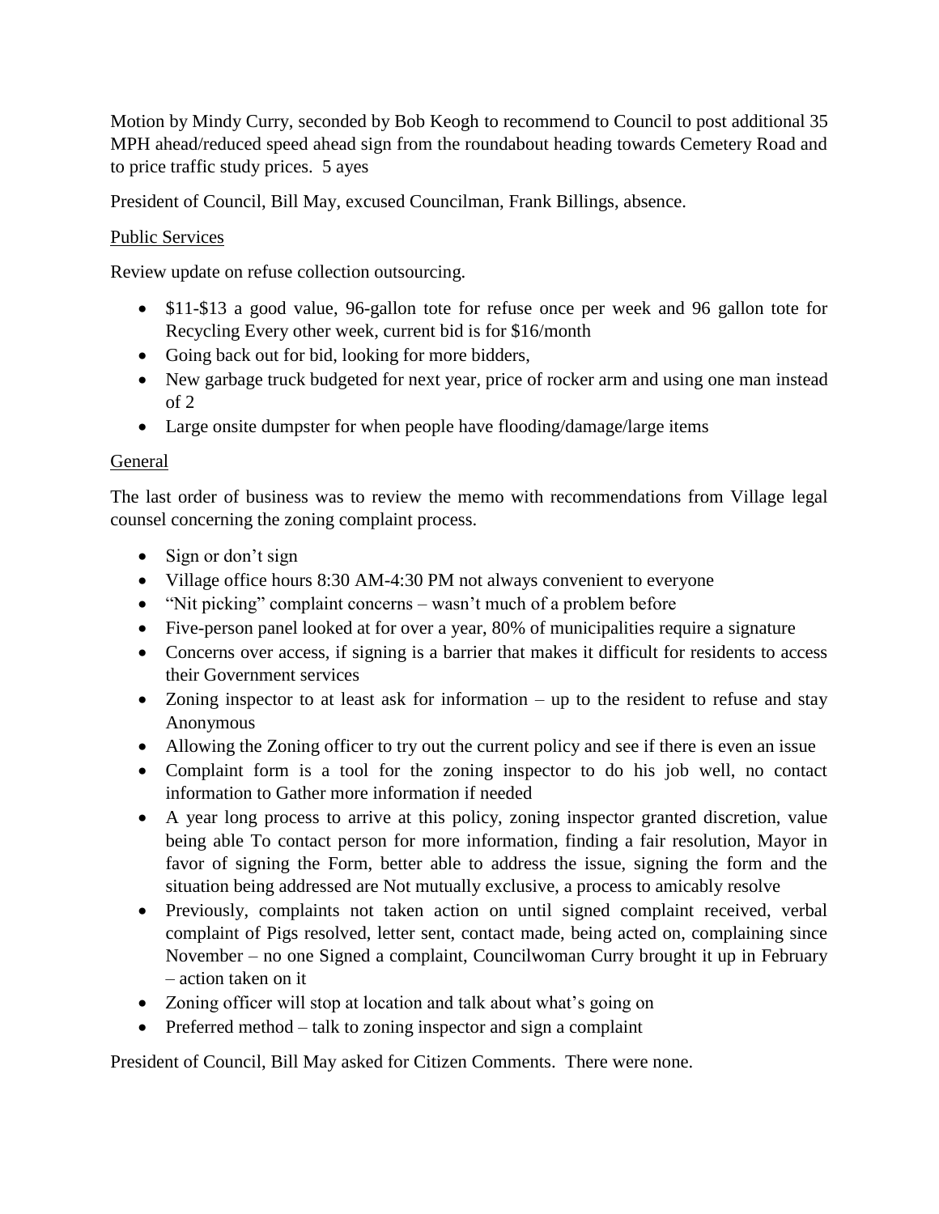Motion by Mindy Curry, seconded by Bob Keogh to recommend to Council to post additional 35 MPH ahead/reduced speed ahead sign from the roundabout heading towards Cemetery Road and to price traffic study prices. 5 ayes

President of Council, Bill May, excused Councilman, Frank Billings, absence.

Public Services

Review update on refuse collection outsourcing.

- $11-$13 a good value, 96-gallon tote for refuse once per week and 96 gallon tote for Recycling Every other week, current bid is for $16/month
- Going back out for bid, looking for more bidders,
- New garbage truck budgeted for next year, price of rocker arm and using one man instead of 2
- Large onsite dumpster for when people have flooding/damage/large items

General

The last order of business was to review the memo with recommendations from Village legal counsel concerning the zoning complaint process.

- Sign or don't sign
- Village office hours 8:30 AM-4:30 PM not always convenient to everyone
- "Nit picking" complaint concerns – wasn't much of a problem before
- Five-person panel looked at for over a year, 80% of municipalities require a signature
- Concerns over access, if signing is a barrier that makes it difficult for residents to access their Government services
- Zoning inspector to at least ask for information – up to the resident to refuse and stay Anonymous
- Allowing the Zoning officer to try out the current policy and see if there is even an issue
- Complaint form is a tool for the zoning inspector to do his job well, no contact information to Gather more information if needed
- A year long process to arrive at this policy, zoning inspector granted discretion, value being able To contact person for more information, finding a fair resolution, Mayor in favor of signing the Form, better able to address the issue, signing the form and the situation being addressed are Not mutually exclusive, a process to amicably resolve
- Previously, complaints not taken action on until signed complaint received, verbal complaint of Pigs resolved, letter sent, contact made, being acted on, complaining since November – no one Signed a complaint, Councilwoman Curry brought it up in February – action taken on it
- Zoning officer will stop at location and talk about what's going on
- Preferred method – talk to zoning inspector and sign a complaint

President of Council, Bill May asked for Citizen Comments. There were none.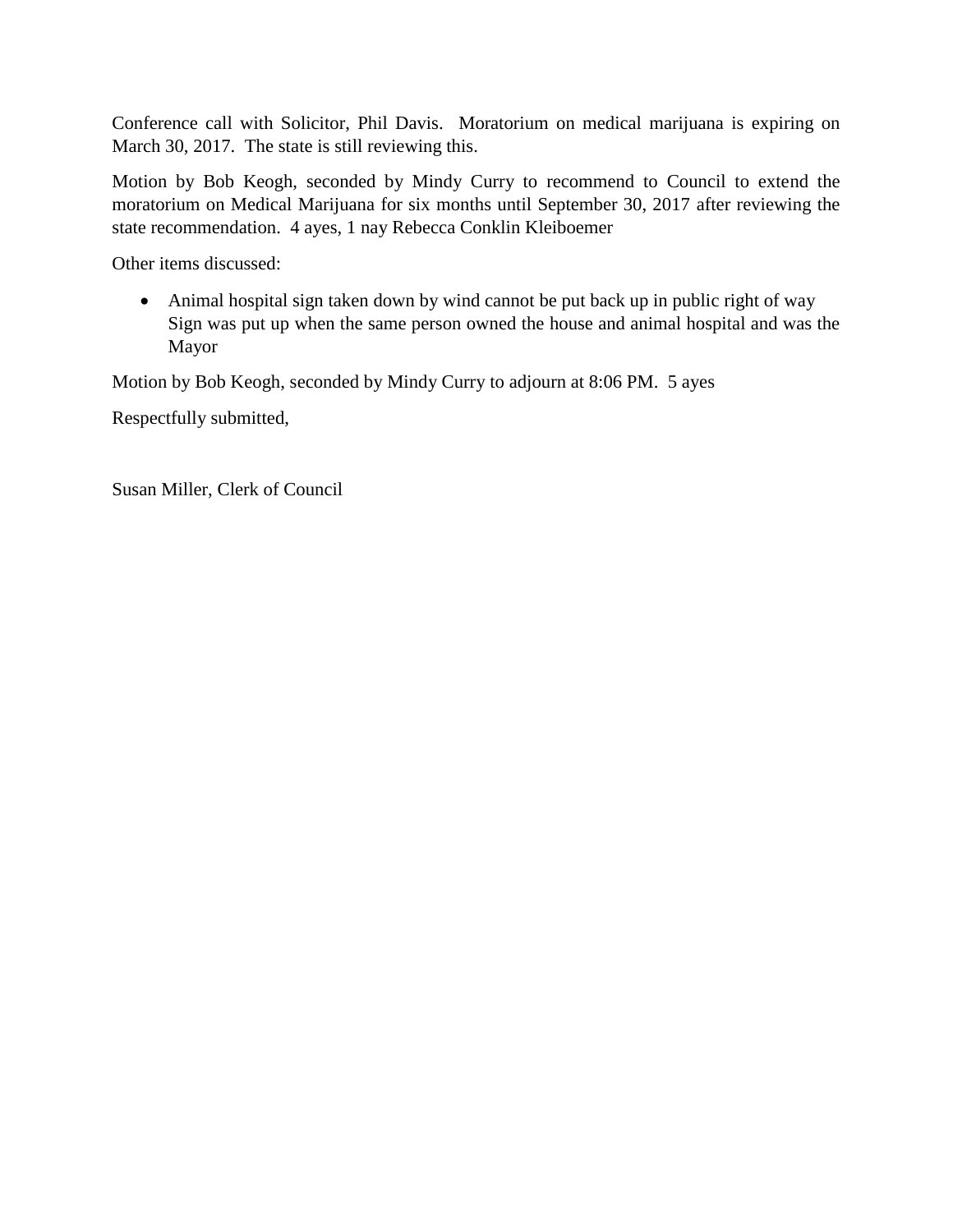Conference call with Solicitor, Phil Davis. Moratorium on medical marijuana is expiring on March 30, 2017. The state is still reviewing this.

Motion by Bob Keogh, seconded by Mindy Curry to recommend to Council to extend the moratorium on Medical Marijuana for six months until September 30, 2017 after reviewing the state recommendation. 4 ayes, 1 nay Rebecca Conklin Kleiboemer

Other items discussed:

- Animal hospital sign taken down by wind cannot be put back up in public right of way Sign was put up when the same person owned the house and animal hospital and was the Mayor

Motion by Bob Keogh, seconded by Mindy Curry to adjourn at 8:06 PM. 5 ayes

Respectfully submitted,

Susan Miller, Clerk of Council